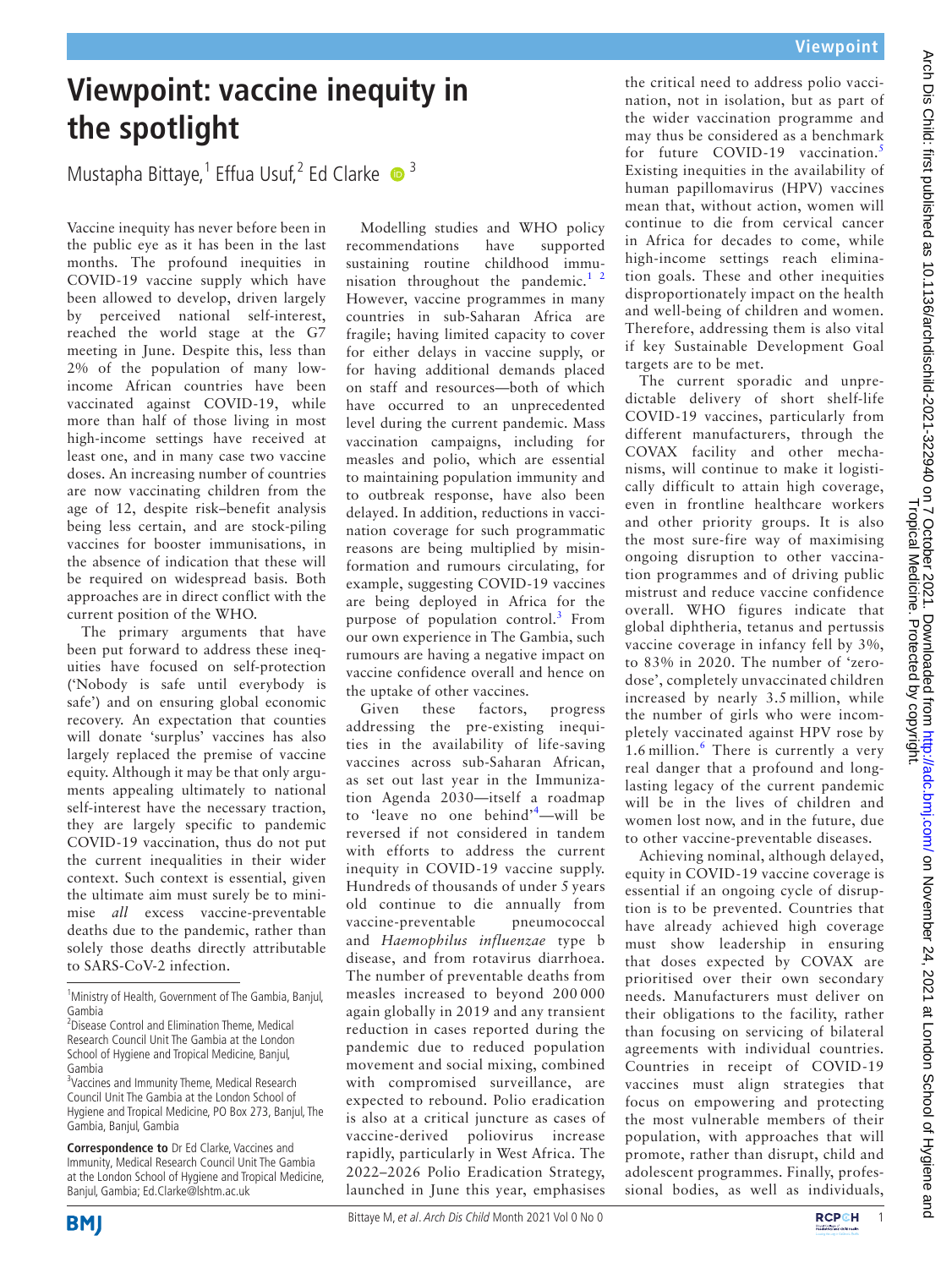# Viewpoint: vaccine inequity in the spotlight

Mustapha Bittaye,[1] Effua Usuf,[2] Ed Clarke [3]

Vaccine inequity has never before been in the public eye as it has been in the last months. The profound inequities in COVID-19 vaccine supply which have been allowed to develop, driven largely by perceived national self-interest, reached the world stage at the G7 meeting in June. Despite this, less than 2% of the population of many low-income African countries have been vaccinated against COVID-19, while more than half of those living in most high-income settings have received at least one, and in many case two vaccine doses. An increasing number of countries are now vaccinating children from the age of 12, despite risk–benefit analysis being less certain, and are stock-piling vaccines for booster immunisations, in the absence of indication that these will be required on widespread basis. Both approaches are in direct conflict with the current position of the WHO.

The primary arguments that have been put forward to address these inequities have focused on self-protection ('Nobody is safe until everybody is safe') and on ensuring global economic recovery. An expectation that counties will donate 'surplus' vaccines has also largely replaced the premise of vaccine equity. Although it may be that only arguments appealing ultimately to national self-interest have the necessary traction, they are largely specific to pandemic COVID-19 vaccination, thus do not put the current inequalities in their wider context. Such context is essential, given the ultimate aim must surely be to minimise *all* excess vaccine-preventable deaths due to the pandemic, rather than solely those deaths directly attributable to SARS-CoV-2 infection.

Modelling studies and WHO policy recommendations have supported sustaining routine childhood immunisation throughout the pandemic.[1,2] However, vaccine programmes in many countries in sub-Saharan Africa are fragile; having limited capacity to cover for either delays in vaccine supply, or for having additional demands placed on staff and resources—both of which have occurred to an unprecedented level during the current pandemic. Mass vaccination campaigns, including for measles and polio, which are essential to maintaining population immunity and to outbreak response, have also been delayed. In addition, reductions in vaccination coverage for such programmatic reasons are being multiplied by misinformation and rumours circulating, for example, suggesting COVID-19 vaccines are being deployed in Africa for the purpose of population control.[3] From our own experience in The Gambia, such rumours are having a negative impact on vaccine confidence overall and hence on the uptake of other vaccines.

Given these factors, progress addressing the pre-existing inequities in the availability of life-saving vaccines across sub-Saharan African, as set out last year in the Immunization Agenda 2030—itself a roadmap to 'leave no one behind'[4]—will be reversed if not considered in tandem with efforts to address the current inequity in COVID-19 vaccine supply. Hundreds of thousands of under 5 years old continue to die annually from vaccine-preventable pneumococcal and *Haemophilus influenzae* type b disease, and from rotavirus diarrhoea. The number of preventable deaths from measles increased to beyond 200 000 again globally in 2019 and any transient reduction in cases reported during the pandemic due to reduced population movement and social mixing, combined with compromised surveillance, are expected to rebound. Polio eradication is also at a critical juncture as cases of vaccine-derived poliovirus increase rapidly, particularly in West Africa. The 2022–2026 Polio Eradication Strategy, launched in June this year, emphasises the critical need to address polio vaccination, not in isolation, but as part of the wider vaccination programme and may thus be considered as a benchmark for future COVID-19 vaccination.[5] Existing inequities in the availability of human papillomavirus (HPV) vaccines mean that, without action, women will continue to die from cervical cancer in Africa for decades to come, while high-income settings reach elimination goals. These and other inequities disproportionately impact on the health and well-being of children and women. Therefore, addressing them is also vital if key Sustainable Development Goal targets are to be met.

The current sporadic and unpredictable delivery of short shelf-life COVID-19 vaccines, particularly from different manufacturers, through the COVAX facility and other mechanisms, will continue to make it logistically difficult to attain high coverage, even in frontline healthcare workers and other priority groups. It is also the most sure-fire way of maximising ongoing disruption to other vaccination programmes and of driving public mistrust and reduce vaccine confidence overall. WHO figures indicate that global diphtheria, tetanus and pertussis vaccine coverage in infancy fell by 3%, to 83% in 2020. The number of 'zero-dose', completely unvaccinated children increased by nearly 3.5 million, while the number of girls who were incompletely vaccinated against HPV rose by 1.6 million.[6] There is currently a very real danger that a profound and long-lasting legacy of the current pandemic will be in the lives of children and women lost now, and in the future, due to other vaccine-preventable diseases.

Achieving nominal, although delayed, equity in COVID-19 vaccine coverage is essential if an ongoing cycle of disruption is to be prevented. Countries that have already achieved high coverage must show leadership in ensuring that doses expected by COVAX are prioritised over their own secondary needs. Manufacturers must deliver on their obligations to the facility, rather than focusing on servicing of bilateral agreements with individual countries. Countries in receipt of COVID-19 vaccines must align strategies that focus on empowering and protecting the most vulnerable members of their population, with approaches that will promote, rather than disrupt, child and adolescent programmes. Finally, professional bodies, as well as individuals,

---

[1]Ministry of Health, Government of The Gambia, Banjul, Gambia
[2]Disease Control and Elimination Theme, Medical Research Council Unit The Gambia at the London School of Hygiene and Tropical Medicine, Banjul, Gambia
[3]Vaccines and Immunity Theme, Medical Research Council Unit The Gambia at the London School of Hygiene and Tropical Medicine, PO Box 273, Banjul, The Gambia, Banjul, Gambia

**Correspondence to** Dr Ed Clarke, Vaccines and Immunity, Medical Research Council Unit The Gambia at the London School of Hygiene and Tropical Medicine, Banjul, Gambia; Ed.Clarke@lshtm.ac.uk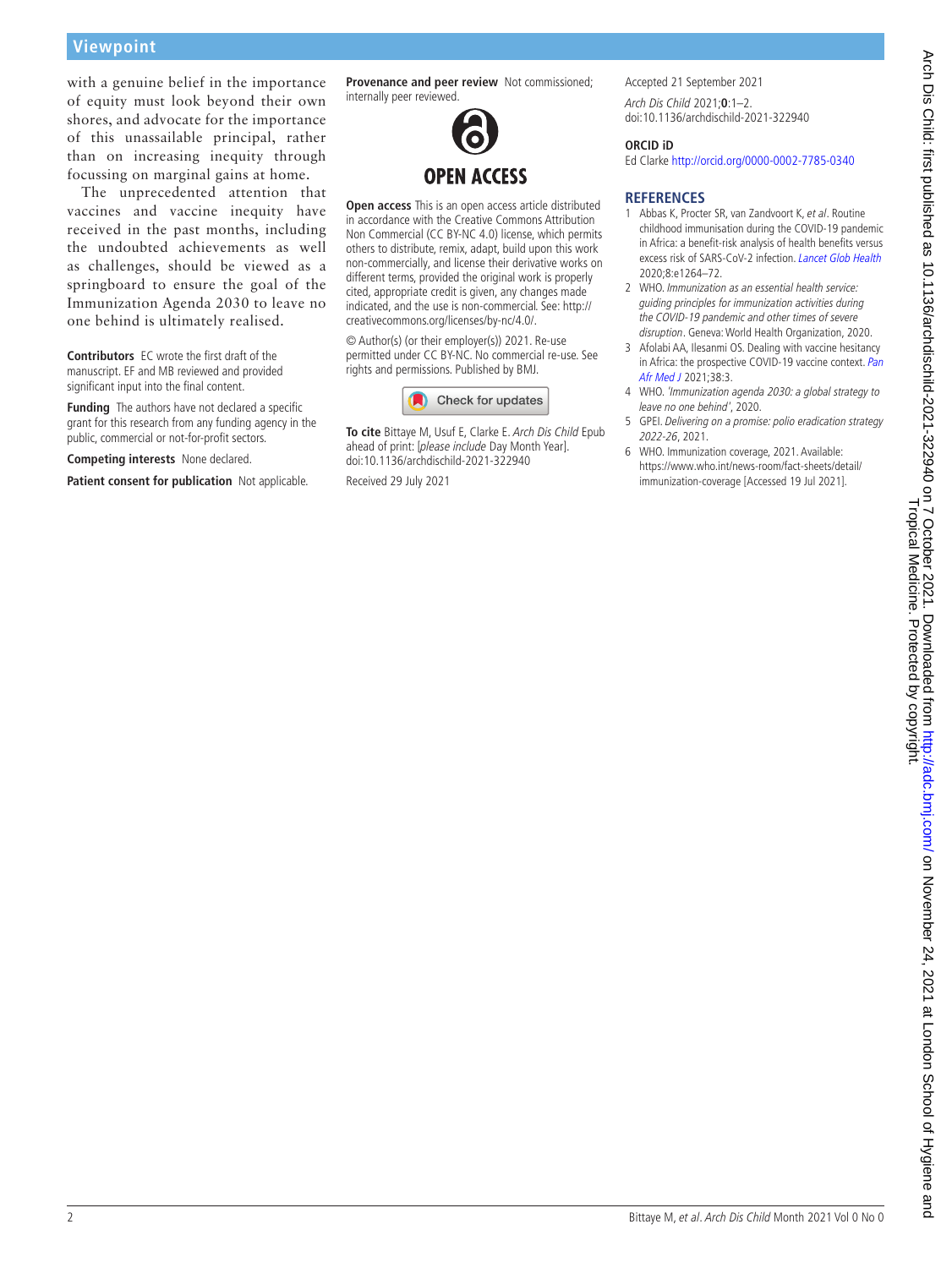with a genuine belief in the importance of equity must look beyond their own shores, and advocate for the importance of this unassailable principal, rather than on increasing inequity through focussing on marginal gains at home.

The unprecedented attention that vaccines and vaccine inequity have received in the past months, including the undoubted achievements as well as challenges, should be viewed as a springboard to ensure the goal of the Immunization Agenda 2030 to leave no one behind is ultimately realised.

**Contributors** EC wrote the first draft of the manuscript. EF and MB reviewed and provided significant input into the final content.

**Funding** The authors have not declared a specific grant for this research from any funding agency in the public, commercial or not-for-profit sectors.

**Competing interests** None declared.

**Patient consent for publication** Not applicable.

**Provenance and peer review** Not commissioned; internally peer reviewed.

OPEN ACCESS

**Open access** This is an open access article distributed in accordance with the Creative Commons Attribution Non Commercial (CC BY-NC 4.0) license, which permits others to distribute, remix, adapt, build upon this work non-commercially, and license their derivative works on different terms, provided the original work is properly cited, appropriate credit is given, any changes made indicated, and the use is non-commercial. See: http://creativecommons.org/licenses/by-nc/4.0/.

© Author(s) (or their employer(s)) 2021. Re-use permitted under CC BY-NC. No commercial re-use. See rights and permissions. Published by BMJ.

**To cite** Bittaye M, Usuf E, Clarke E. *Arch Dis Child* Epub ahead of print: [*please include* Day Month Year]. doi:10.1136/archdischild-2021-322940

Received 29 July 2021
Accepted 21 September 2021

*Arch Dis Child* 2021;**0**:1–2.
doi:10.1136/archdischild-2021-322940

**ORCID iD**
Ed Clarke http://orcid.org/0000-0002-7785-0340

## REFERENCES

1. Abbas K, Procter SR, van Zandvoort K, *et al*. Routine childhood immunisation during the COVID-19 pandemic in Africa: a benefit-risk analysis of health benefits versus excess risk of SARS-CoV-2 infection. *Lancet Glob Health* 2020;8:e1264–72.
2. WHO. *Immunization as an essential health service: guiding principles for immunization activities during the COVID-19 pandemic and other times of severe disruption*. Geneva: World Health Organization, 2020.
3. Afolabi AA, Ilesanmi OS. Dealing with vaccine hesitancy in Africa: the prospective COVID-19 vaccine context. *Pan Afr Med J* 2021;38:3.
4. WHO. *'Immunization agenda 2030: a global strategy to leave no one behind'*, 2020.
5. GPEI. *Delivering on a promise: polio eradication strategy 2022-26*, 2021.
6. WHO. Immunization coverage, 2021. Available: https://www.who.int/news-room/fact-sheets/detail/immunization-coverage [Accessed 19 Jul 2021].